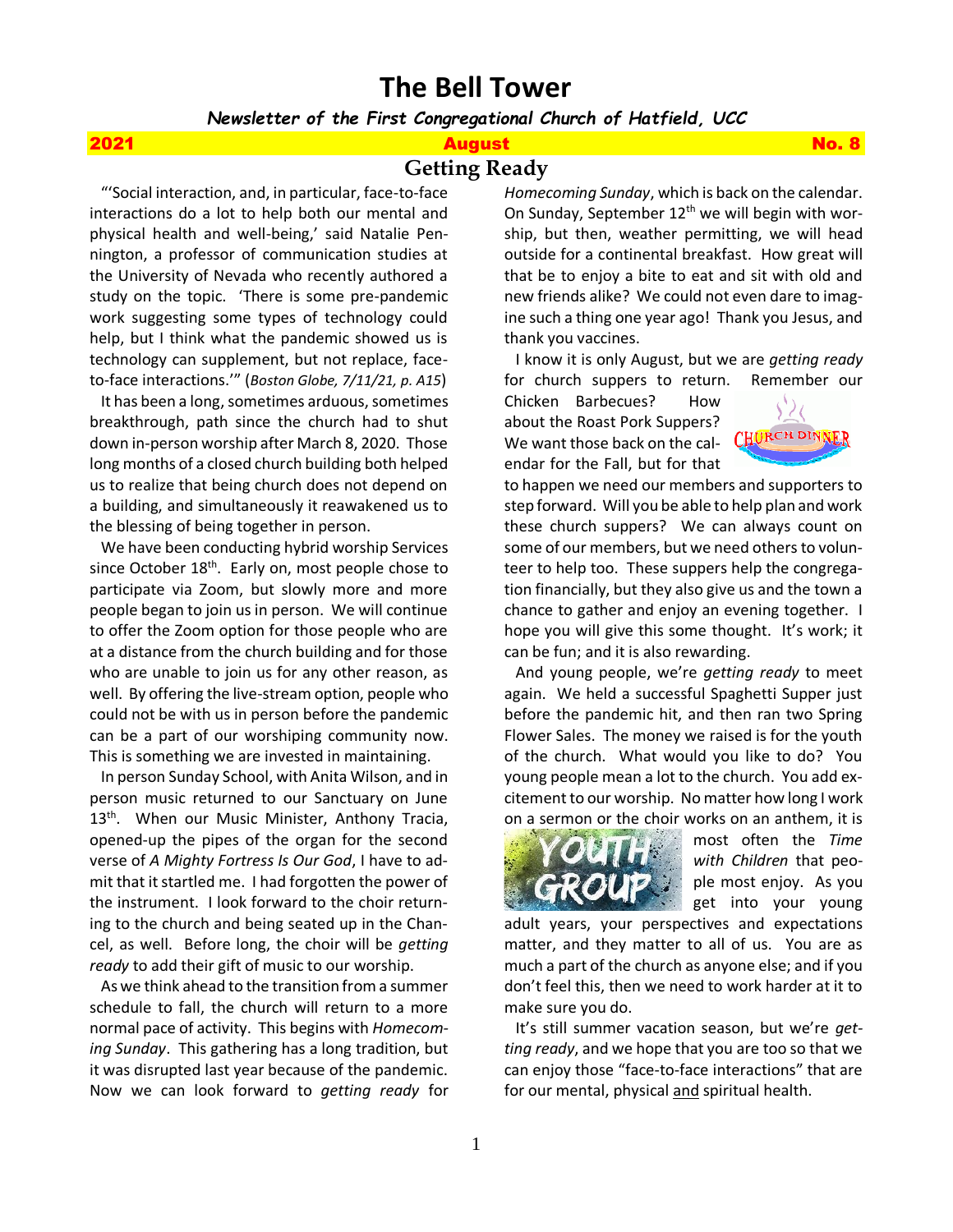# The Bell Tower

***Newsletter of the First Congregational Church of Hatfield, UCC***

**2021 August No. 8**

## Getting Ready

"'Social interaction, and, in particular, face-to-face interactions do a lot to help both our mental and physical health and well-being,' said Natalie Pennington, a professor of communication studies at the University of Nevada who recently authored a study on the topic. 'There is some pre-pandemic work suggesting some types of technology could help, but I think what the pandemic showed us is technology can supplement, but not replace, face-to-face interactions.'" (*Boston Globe, 7/11/21, p. A15*)

It has been a long, sometimes arduous, sometimes breakthrough, path since the church had to shut down in-person worship after March 8, 2020. Those long months of a closed church building both helped us to realize that being church does not depend on a building, and simultaneously it reawakened us to the blessing of being together in person.

We have been conducting hybrid worship Services since October 18th. Early on, most people chose to participate via Zoom, but slowly more and more people began to join us in person. We will continue to offer the Zoom option for those people who are at a distance from the church building and for those who are unable to join us for any other reason, as well. By offering the live-stream option, people who could not be with us in person before the pandemic can be a part of our worshiping community now. This is something we are invested in maintaining.

In person Sunday School, with Anita Wilson, and in person music returned to our Sanctuary on June 13th. When our Music Minister, Anthony Tracia, opened-up the pipes of the organ for the second verse of *A Mighty Fortress Is Our God*, I have to admit that it startled me. I had forgotten the power of the instrument. I look forward to the choir returning to the church and being seated up in the Chancel, as well. Before long, the choir will be *getting ready* to add their gift of music to our worship.

As we think ahead to the transition from a summer schedule to fall, the church will return to a more normal pace of activity. This begins with *Homecoming Sunday*. This gathering has a long tradition, but it was disrupted last year because of the pandemic. Now we can look forward to *getting ready* for *Homecoming Sunday*, which is back on the calendar. On Sunday, September 12th we will begin with worship, but then, weather permitting, we will head outside for a continental breakfast. How great will that be to enjoy a bite to eat and sit with old and new friends alike? We could not even dare to imagine such a thing one year ago! Thank you Jesus, and thank you vaccines.

I know it is only August, but we are *getting ready* for church suppers to return. Remember our Chicken Barbecues? How about the Roast Pork Suppers? We want those back on the calendar for the Fall, but for that to happen we need our members and supporters to step forward. Will you be able to help plan and work these church suppers? We can always count on some of our members, but we need others to volunteer to help too. These suppers help the congregation financially, but they also give us and the town a chance to gather and enjoy an evening together. I hope you will give this some thought. It's work; it can be fun; and it is also rewarding.

And young people, we're *getting ready* to meet again. We held a successful Spaghetti Supper just before the pandemic hit, and then ran two Spring Flower Sales. The money we raised is for the youth of the church. What would you like to do? You young people mean a lot to the church. You add excitement to our worship. No matter how long I work on a sermon or the choir works on an anthem, it is most often the *Time with Children* that people most enjoy. As you get into your young adult years, your perspectives and expectations matter, and they matter to all of us. You are as much a part of the church as anyone else; and if you don't feel this, then we need to work harder at it to make sure you do.

It's still summer vacation season, but we're *getting ready*, and we hope that you are too so that we can enjoy those "face-to-face interactions" that are for our mental, physical and spiritual health.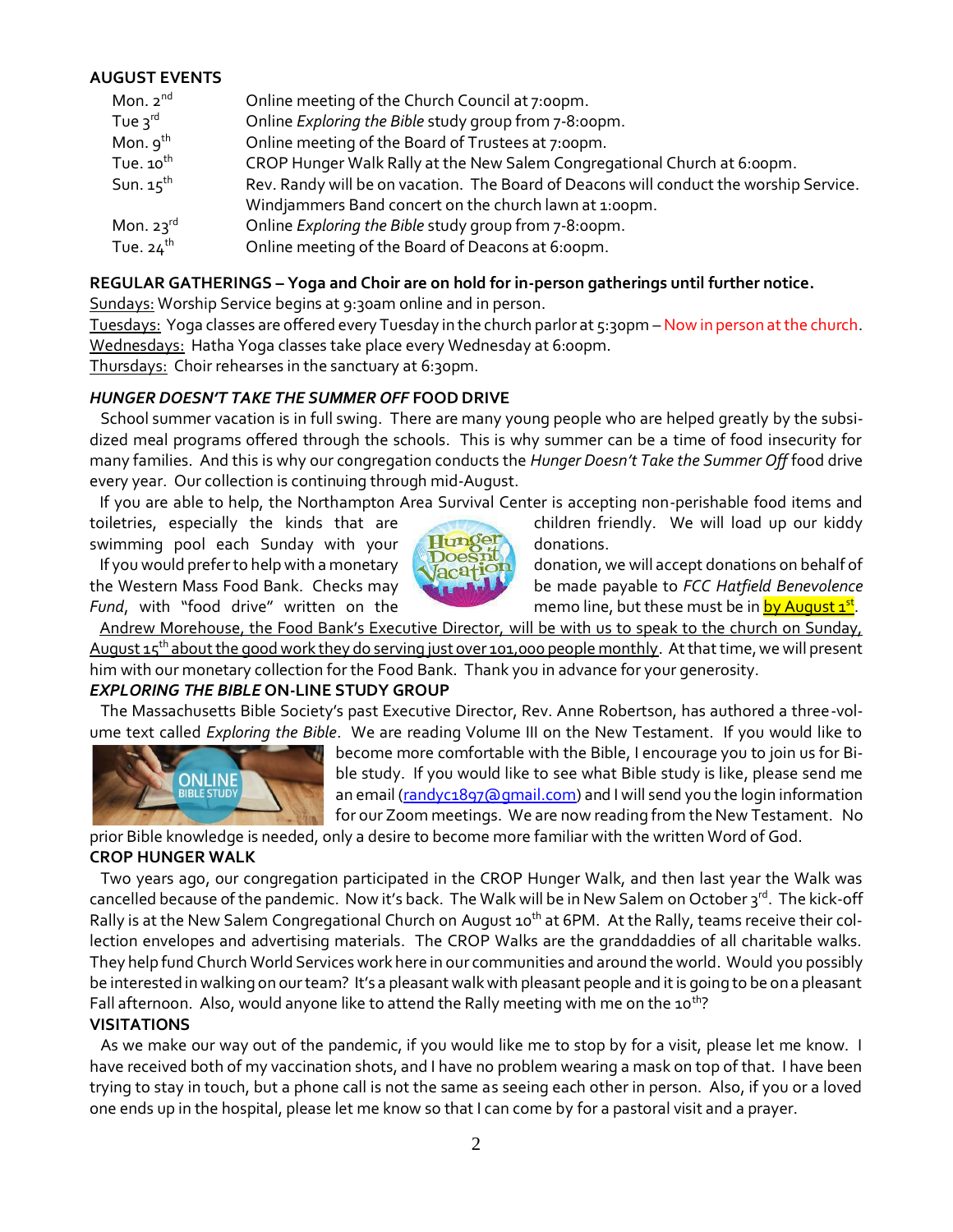**AUGUST EVENTS**

| | |
|---|---|
| Mon. 2nd | Online meeting of the Church Council at 7:00pm. |
| Tue 3rd | Online *Exploring the Bible* study group from 7-8:00pm. |
| Mon. 9th | Online meeting of the Board of Trustees at 7:00pm. |
| Tue. 10th | CROP Hunger Walk Rally at the New Salem Congregational Church at 6:00pm. |
| Sun. 15th | Rev. Randy will be on vacation. The Board of Deacons will conduct the worship Service. Windjammers Band concert on the church lawn at 1:00pm. |
| Mon. 23rd | Online *Exploring the Bible* study group from 7-8:00pm. |
| Tue. 24th | Online meeting of the Board of Deacons at 6:00pm. |

**REGULAR GATHERINGS – Yoga and Choir are on hold for in-person gatherings until further notice.**

Sundays: Worship Service begins at 9:30am online and in person.

Tuesdays: Yoga classes are offered every Tuesday in the church parlor at 5:30pm – Now in person at the church.

Wednesdays: Hatha Yoga classes take place every Wednesday at 6:00pm.

Thursdays: Choir rehearses in the sanctuary at 6:30pm.

***HUNGER DOESN'T TAKE THE SUMMER OFF* FOOD DRIVE**

School summer vacation is in full swing. There are many young people who are helped greatly by the subsidized meal programs offered through the schools. This is why summer can be a time of food insecurity for many families. And this is why our congregation conducts the *Hunger Doesn't Take the Summer Off* food drive every year. Our collection is continuing through mid-August.

If you are able to help, the Northampton Area Survival Center is accepting non-perishable food items and toiletries, especially the kinds that are children friendly. We will load up our kiddy swimming pool each Sunday with your donations.

If you would prefer to help with a monetary donation, we will accept donations on behalf of the Western Mass Food Bank. Checks may be made payable to *FCC Hatfield Benevolence Fund*, with "food drive" written on the memo line, but these must be in by August 1st.

Andrew Morehouse, the Food Bank's Executive Director, will be with us to speak to the church on Sunday, August 15th about the good work they do serving just over 101,000 people monthly. At that time, we will present him with our monetary collection for the Food Bank. Thank you in advance for your generosity.

***EXPLORING THE BIBLE* ON-LINE STUDY GROUP**

The Massachusetts Bible Society's past Executive Director, Rev. Anne Robertson, has authored a three-volume text called *Exploring the Bible*. We are reading Volume III on the New Testament. If you would like to become more comfortable with the Bible, I encourage you to join us for Bible study. If you would like to see what Bible study is like, please send me an email (randyc1897@gmail.com) and I will send you the login information for our Zoom meetings. We are now reading from the New Testament. No prior Bible knowledge is needed, only a desire to become more familiar with the written Word of God.

**CROP HUNGER WALK**

Two years ago, our congregation participated in the CROP Hunger Walk, and then last year the Walk was cancelled because of the pandemic. Now it's back. The Walk will be in New Salem on October 3rd. The kick-off Rally is at the New Salem Congregational Church on August 10th at 6PM. At the Rally, teams receive their collection envelopes and advertising materials. The CROP Walks are the granddaddies of all charitable walks. They help fund Church World Services work here in our communities and around the world. Would you possibly be interested in walking on our team? It's a pleasant walk with pleasant people and it is going to be on a pleasant Fall afternoon. Also, would anyone like to attend the Rally meeting with me on the 10th?

**VISITATIONS**

As we make our way out of the pandemic, if you would like me to stop by for a visit, please let me know. I have received both of my vaccination shots, and I have no problem wearing a mask on top of that. I have been trying to stay in touch, but a phone call is not the same as seeing each other in person. Also, if you or a loved one ends up in the hospital, please let me know so that I can come by for a pastoral visit and a prayer.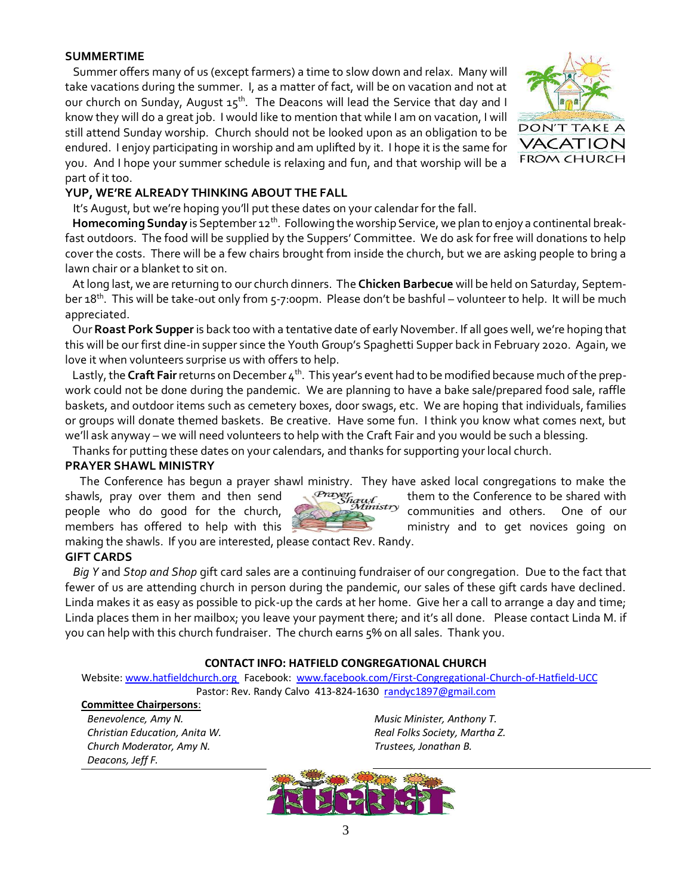## SUMMERTIME

Summer offers many of us (except farmers) a time to slow down and relax. Many will take vacations during the summer. I, as a matter of fact, will be on vacation and not at our church on Sunday, August 15th. The Deacons will lead the Service that day and I know they will do a great job. I would like to mention that while I am on vacation, I will still attend Sunday worship. Church should not be looked upon as an obligation to be endured. I enjoy participating in worship and am uplifted by it. I hope it is the same for you. And I hope your summer schedule is relaxing and fun, and that worship will be a part of it too.

DON'T TAKE A VACATION FROM CHURCH

## YUP, WE'RE ALREADY THINKING ABOUT THE FALL

It's August, but we're hoping you'll put these dates on your calendar for the fall.

**Homecoming Sunday** is September 12th. Following the worship Service, we plan to enjoy a continental breakfast outdoors. The food will be supplied by the Suppers' Committee. We do ask for free will donations to help cover the costs. There will be a few chairs brought from inside the church, but we are asking people to bring a lawn chair or a blanket to sit on.

At long last, we are returning to our church dinners. The **Chicken Barbecue** will be held on Saturday, September 18th. This will be take-out only from 5-7:00pm. Please don't be bashful – volunteer to help. It will be much appreciated.

Our **Roast Pork Supper** is back too with a tentative date of early November. If all goes well, we're hoping that this will be our first dine-in supper since the Youth Group's Spaghetti Supper back in February 2020. Again, we love it when volunteers surprise us with offers to help.

Lastly, the **Craft Fair** returns on December 4th. This year's event had to be modified because much of the prep-work could not be done during the pandemic. We are planning to have a bake sale/prepared food sale, raffle baskets, and outdoor items such as cemetery boxes, door swags, etc. We are hoping that individuals, families or groups will donate themed baskets. Be creative. Have some fun. I think you know what comes next, but we'll ask anyway – we will need volunteers to help with the Craft Fair and you would be such a blessing.

Thanks for putting these dates on your calendars, and thanks for supporting your local church.

## PRAYER SHAWL MINISTRY

The Conference has begun a prayer shawl ministry. They have asked local congregations to make the shawls, pray over them and then send them to the Conference to be shared with people who do good for the church, communities and others. One of our members has offered to help with this ministry and to get novices going on making the shawls. If you are interested, please contact Rev. Randy.

## GIFT CARDS

*Big Y* and *Stop and Shop* gift card sales are a continuing fundraiser of our congregation. Due to the fact that fewer of us are attending church in person during the pandemic, our sales of these gift cards have declined. Linda makes it as easy as possible to pick-up the cards at her home. Give her a call to arrange a day and time; Linda places them in her mailbox; you leave your payment there; and it's all done. Please contact Linda M. if you can help with this church fundraiser. The church earns 5% on all sales. Thank you.

**CONTACT INFO: HATFIELD CONGREGATIONAL CHURCH**

Website: www.hatfieldchurch.org Facebook: www.facebook.com/First-Congregational-Church-of-Hatfield-UCC
Pastor: Rev. Randy Calvo 413-824-1630 randyc1897@gmail.com

**Committee Chairpersons**:

*Benevolence, Amy N.*
*Christian Education, Anita W.*
*Church Moderator, Amy N.*
*Deacons, Jeff F.*
*Music Minister, Anthony T.*
*Real Folks Society, Martha Z.*
*Trustees, Jonathan B.*

AUGUST